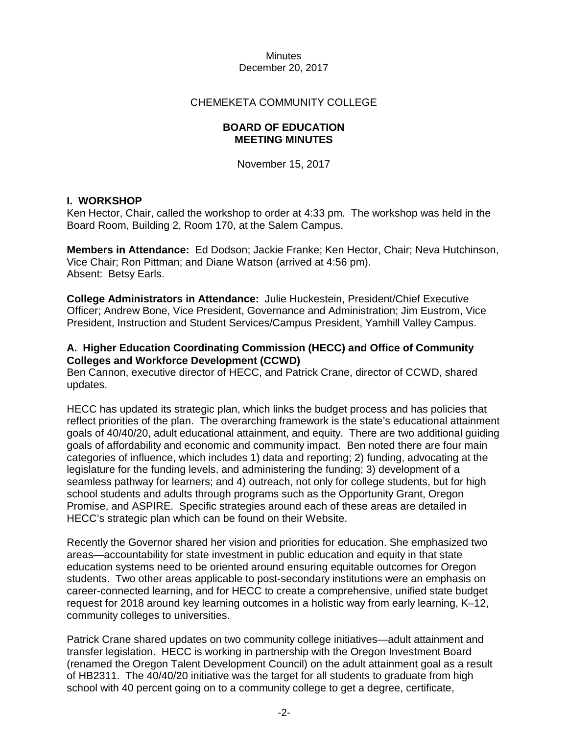Minutes
December 20, 2017

CHEMEKETA COMMUNITY COLLEGE

**BOARD OF EDUCATION**
**MEETING MINUTES**

November 15, 2017

## I. WORKSHOP

Ken Hector, Chair, called the workshop to order at 4:33 pm. The workshop was held in the Board Room, Building 2, Room 170, at the Salem Campus.

**Members in Attendance:** Ed Dodson; Jackie Franke; Ken Hector, Chair; Neva Hutchinson, Vice Chair; Ron Pittman; and Diane Watson (arrived at 4:56 pm).
Absent: Betsy Earls.

**College Administrators in Attendance:** Julie Huckestein, President/Chief Executive Officer; Andrew Bone, Vice President, Governance and Administration; Jim Eustrom, Vice President, Instruction and Student Services/Campus President, Yamhill Valley Campus.

### A. Higher Education Coordinating Commission (HECC) and Office of Community Colleges and Workforce Development (CCWD)

Ben Cannon, executive director of HECC, and Patrick Crane, director of CCWD, shared updates.

HECC has updated its strategic plan, which links the budget process and has policies that reflect priorities of the plan. The overarching framework is the state's educational attainment goals of 40/40/20, adult educational attainment, and equity. There are two additional guiding goals of affordability and economic and community impact. Ben noted there are four main categories of influence, which includes 1) data and reporting; 2) funding, advocating at the legislature for the funding levels, and administering the funding; 3) development of a seamless pathway for learners; and 4) outreach, not only for college students, but for high school students and adults through programs such as the Opportunity Grant, Oregon Promise, and ASPIRE. Specific strategies around each of these areas are detailed in HECC's strategic plan which can be found on their Website.

Recently the Governor shared her vision and priorities for education. She emphasized two areas—accountability for state investment in public education and equity in that state education systems need to be oriented around ensuring equitable outcomes for Oregon students. Two other areas applicable to post-secondary institutions were an emphasis on career-connected learning, and for HECC to create a comprehensive, unified state budget request for 2018 around key learning outcomes in a holistic way from early learning, K–12, community colleges to universities.

Patrick Crane shared updates on two community college initiatives—adult attainment and transfer legislation. HECC is working in partnership with the Oregon Investment Board (renamed the Oregon Talent Development Council) on the adult attainment goal as a result of HB2311. The 40/40/20 initiative was the target for all students to graduate from high school with 40 percent going on to a community college to get a degree, certificate,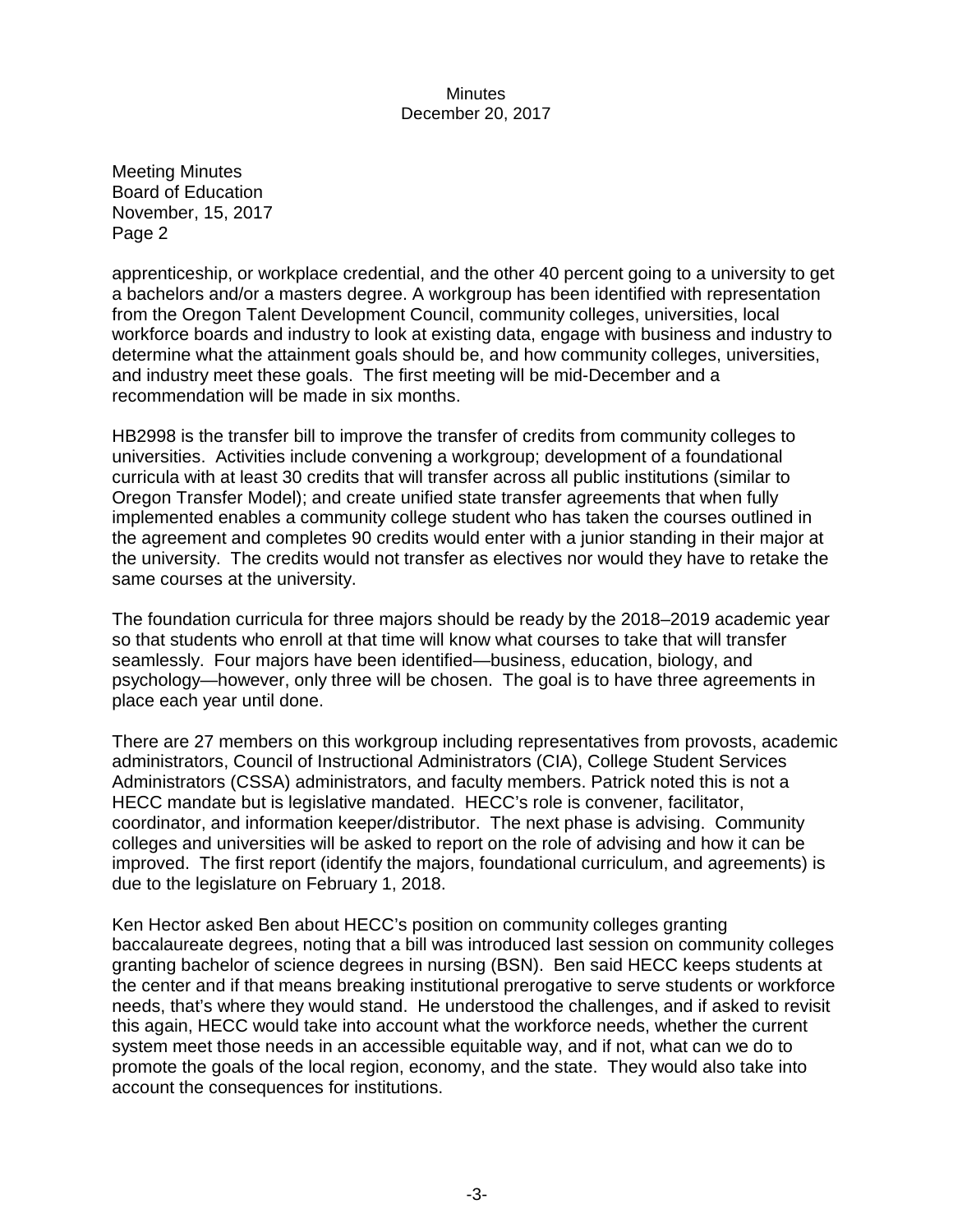apprenticeship, or workplace credential, and the other 40 percent going to a university to get a bachelors and/or a masters degree. A workgroup has been identified with representation from the Oregon Talent Development Council, community colleges, universities, local workforce boards and industry to look at existing data, engage with business and industry to determine what the attainment goals should be, and how community colleges, universities, and industry meet these goals. The first meeting will be mid-December and a recommendation will be made in six months.

HB2998 is the transfer bill to improve the transfer of credits from community colleges to universities. Activities include convening a workgroup; development of a foundational curricula with at least 30 credits that will transfer across all public institutions (similar to Oregon Transfer Model); and create unified state transfer agreements that when fully implemented enables a community college student who has taken the courses outlined in the agreement and completes 90 credits would enter with a junior standing in their major at the university. The credits would not transfer as electives nor would they have to retake the same courses at the university.

The foundation curricula for three majors should be ready by the 2018–2019 academic year so that students who enroll at that time will know what courses to take that will transfer seamlessly. Four majors have been identified—business, education, biology, and psychology—however, only three will be chosen. The goal is to have three agreements in place each year until done.

There are 27 members on this workgroup including representatives from provosts, academic administrators, Council of Instructional Administrators (CIA), College Student Services Administrators (CSSA) administrators, and faculty members. Patrick noted this is not a HECC mandate but is legislative mandated. HECC's role is convener, facilitator, coordinator, and information keeper/distributor. The next phase is advising. Community colleges and universities will be asked to report on the role of advising and how it can be improved. The first report (identify the majors, foundational curriculum, and agreements) is due to the legislature on February 1, 2018.

Ken Hector asked Ben about HECC's position on community colleges granting baccalaureate degrees, noting that a bill was introduced last session on community colleges granting bachelor of science degrees in nursing (BSN). Ben said HECC keeps students at the center and if that means breaking institutional prerogative to serve students or workforce needs, that's where they would stand. He understood the challenges, and if asked to revisit this again, HECC would take into account what the workforce needs, whether the current system meet those needs in an accessible equitable way, and if not, what can we do to promote the goals of the local region, economy, and the state. They would also take into account the consequences for institutions.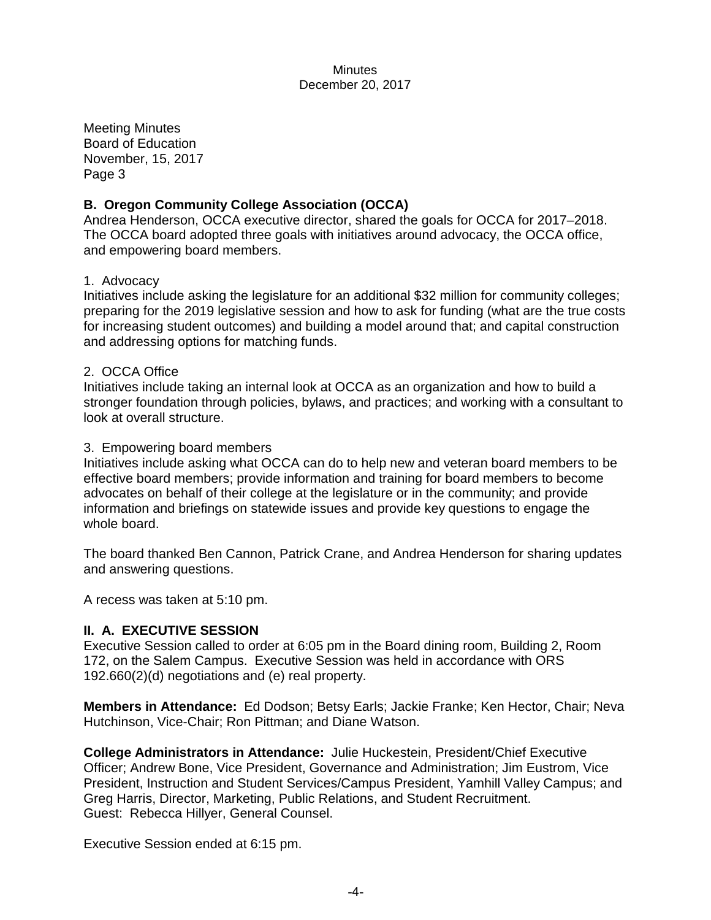Meeting Minutes
Board of Education
November, 15, 2017
Page 3

**B. Oregon Community College Association (OCCA)**
Andrea Henderson, OCCA executive director, shared the goals for OCCA for 2017–2018. The OCCA board adopted three goals with initiatives around advocacy, the OCCA office, and empowering board members.

1. Advocacy
Initiatives include asking the legislature for an additional $32 million for community colleges; preparing for the 2019 legislative session and how to ask for funding (what are the true costs for increasing student outcomes) and building a model around that; and capital construction and addressing options for matching funds.

2. OCCA Office
Initiatives include taking an internal look at OCCA as an organization and how to build a stronger foundation through policies, bylaws, and practices; and working with a consultant to look at overall structure.

3. Empowering board members
Initiatives include asking what OCCA can do to help new and veteran board members to be effective board members; provide information and training for board members to become advocates on behalf of their college at the legislature or in the community; and provide information and briefings on statewide issues and provide key questions to engage the whole board.

The board thanked Ben Cannon, Patrick Crane, and Andrea Henderson for sharing updates and answering questions.

A recess was taken at 5:10 pm.

**II. A. EXECUTIVE SESSION**
Executive Session called to order at 6:05 pm in the Board dining room, Building 2, Room 172, on the Salem Campus. Executive Session was held in accordance with ORS 192.660(2)(d) negotiations and (e) real property.

**Members in Attendance:** Ed Dodson; Betsy Earls; Jackie Franke; Ken Hector, Chair; Neva Hutchinson, Vice-Chair; Ron Pittman; and Diane Watson.

**College Administrators in Attendance:** Julie Huckestein, President/Chief Executive Officer; Andrew Bone, Vice President, Governance and Administration; Jim Eustrom, Vice President, Instruction and Student Services/Campus President, Yamhill Valley Campus; and Greg Harris, Director, Marketing, Public Relations, and Student Recruitment.
Guest: Rebecca Hillyer, General Counsel.

Executive Session ended at 6:15 pm.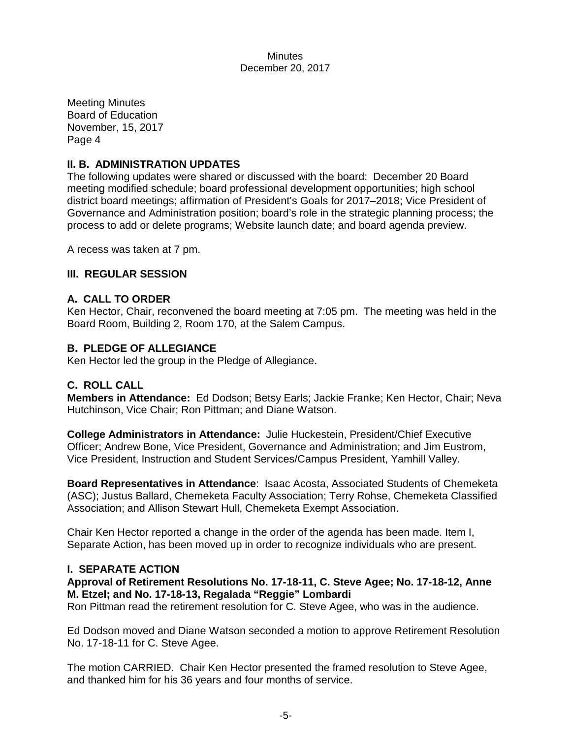Meeting Minutes
Board of Education
November, 15, 2017
Page 4

## II. B. ADMINISTRATION UPDATES

The following updates were shared or discussed with the board: December 20 Board meeting modified schedule; board professional development opportunities; high school district board meetings; affirmation of President's Goals for 2017–2018; Vice President of Governance and Administration position; board's role in the strategic planning process; the process to add or delete programs; Website launch date; and board agenda preview.

A recess was taken at 7 pm.

## III. REGULAR SESSION

### A. CALL TO ORDER

Ken Hector, Chair, reconvened the board meeting at 7:05 pm. The meeting was held in the Board Room, Building 2, Room 170, at the Salem Campus.

### B. PLEDGE OF ALLEGIANCE

Ken Hector led the group in the Pledge of Allegiance.

### C. ROLL CALL

**Members in Attendance:** Ed Dodson; Betsy Earls; Jackie Franke; Ken Hector, Chair; Neva Hutchinson, Vice Chair; Ron Pittman; and Diane Watson.

**College Administrators in Attendance:** Julie Huckestein, President/Chief Executive Officer; Andrew Bone, Vice President, Governance and Administration; and Jim Eustrom, Vice President, Instruction and Student Services/Campus President, Yamhill Valley.

**Board Representatives in Attendance**: Isaac Acosta, Associated Students of Chemeketa (ASC); Justus Ballard, Chemeketa Faculty Association; Terry Rohse, Chemeketa Classified Association; and Allison Stewart Hull, Chemeketa Exempt Association.

Chair Ken Hector reported a change in the order of the agenda has been made. Item I, Separate Action, has been moved up in order to recognize individuals who are present.

### I. SEPARATE ACTION

**Approval of Retirement Resolutions No. 17-18-11, C. Steve Agee; No. 17-18-12, Anne M. Etzel; and No. 17-18-13, Regalada "Reggie" Lombardi**

Ron Pittman read the retirement resolution for C. Steve Agee, who was in the audience.

Ed Dodson moved and Diane Watson seconded a motion to approve Retirement Resolution No. 17-18-11 for C. Steve Agee.

The motion CARRIED. Chair Ken Hector presented the framed resolution to Steve Agee, and thanked him for his 36 years and four months of service.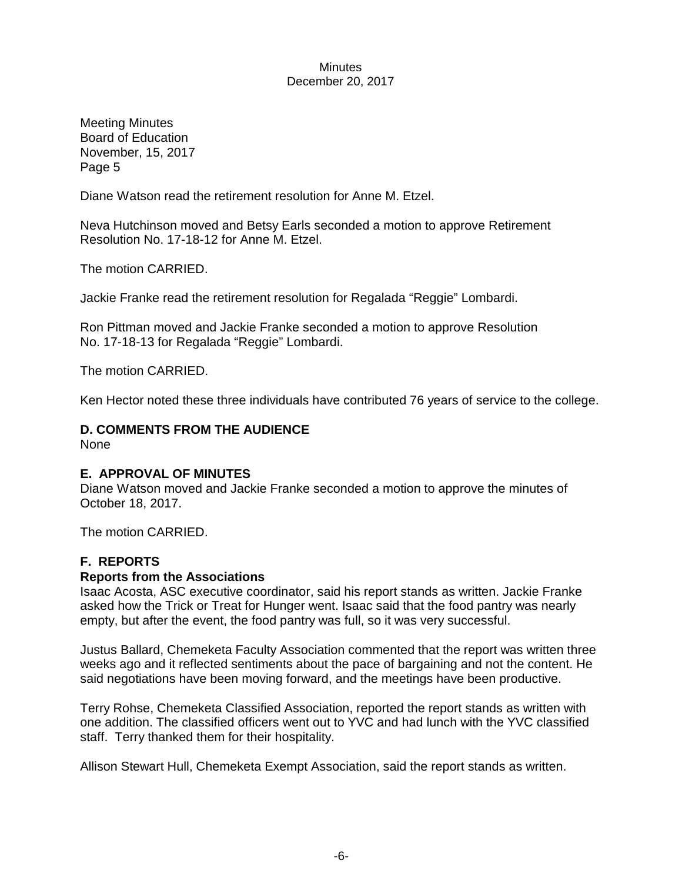Meeting Minutes
Board of Education
November, 15, 2017
Page 5

Diane Watson read the retirement resolution for Anne M. Etzel.

Neva Hutchinson moved and Betsy Earls seconded a motion to approve Retirement Resolution No. 17-18-12 for Anne M. Etzel.

The motion CARRIED.

Jackie Franke read the retirement resolution for Regalada "Reggie" Lombardi.

Ron Pittman moved and Jackie Franke seconded a motion to approve Resolution No. 17-18-13 for Regalada "Reggie" Lombardi.

The motion CARRIED.

Ken Hector noted these three individuals have contributed 76 years of service to the college.

## D. COMMENTS FROM THE AUDIENCE

None

## E. APPROVAL OF MINUTES

Diane Watson moved and Jackie Franke seconded a motion to approve the minutes of October 18, 2017.

The motion CARRIED.

## F. REPORTS

### Reports from the Associations

Isaac Acosta, ASC executive coordinator, said his report stands as written. Jackie Franke asked how the Trick or Treat for Hunger went. Isaac said that the food pantry was nearly empty, but after the event, the food pantry was full, so it was very successful.

Justus Ballard, Chemeketa Faculty Association commented that the report was written three weeks ago and it reflected sentiments about the pace of bargaining and not the content. He said negotiations have been moving forward, and the meetings have been productive.

Terry Rohse, Chemeketa Classified Association, reported the report stands as written with one addition. The classified officers went out to YVC and had lunch with the YVC classified staff. Terry thanked them for their hospitality.

Allison Stewart Hull, Chemeketa Exempt Association, said the report stands as written.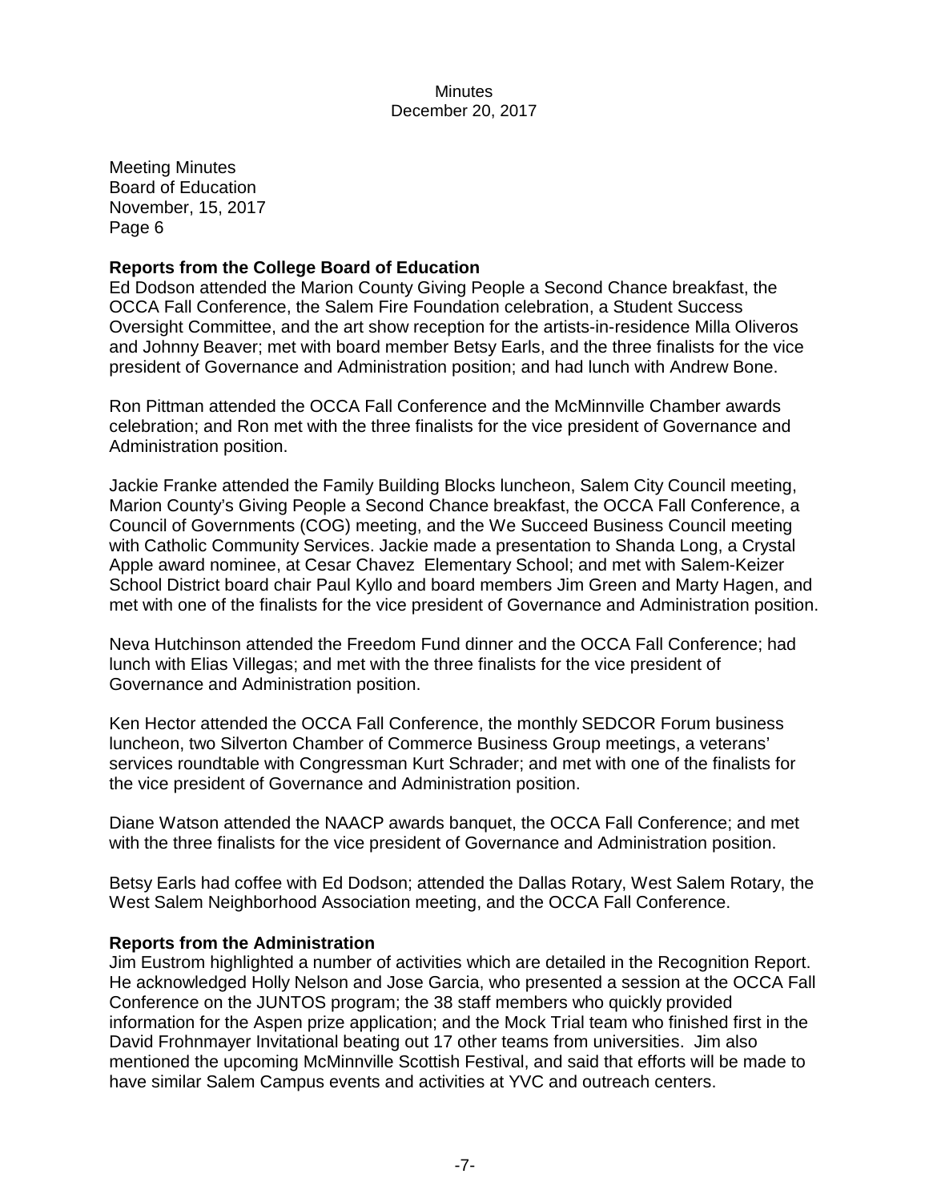Meeting Minutes
Board of Education
November, 15, 2017
Page 6

**Reports from the College Board of Education**
Ed Dodson attended the Marion County Giving People a Second Chance breakfast, the OCCA Fall Conference, the Salem Fire Foundation celebration, a Student Success Oversight Committee, and the art show reception for the artists-in-residence Milla Oliveros and Johnny Beaver; met with board member Betsy Earls, and the three finalists for the vice president of Governance and Administration position; and had lunch with Andrew Bone.

Ron Pittman attended the OCCA Fall Conference and the McMinnville Chamber awards celebration; and Ron met with the three finalists for the vice president of Governance and Administration position.

Jackie Franke attended the Family Building Blocks luncheon, Salem City Council meeting, Marion County's Giving People a Second Chance breakfast, the OCCA Fall Conference, a Council of Governments (COG) meeting, and the We Succeed Business Council meeting with Catholic Community Services. Jackie made a presentation to Shanda Long, a Crystal Apple award nominee, at Cesar Chavez Elementary School; and met with Salem-Keizer School District board chair Paul Kyllo and board members Jim Green and Marty Hagen, and met with one of the finalists for the vice president of Governance and Administration position.

Neva Hutchinson attended the Freedom Fund dinner and the OCCA Fall Conference; had lunch with Elias Villegas; and met with the three finalists for the vice president of Governance and Administration position.

Ken Hector attended the OCCA Fall Conference, the monthly SEDCOR Forum business luncheon, two Silverton Chamber of Commerce Business Group meetings, a veterans' services roundtable with Congressman Kurt Schrader; and met with one of the finalists for the vice president of Governance and Administration position.

Diane Watson attended the NAACP awards banquet, the OCCA Fall Conference; and met with the three finalists for the vice president of Governance and Administration position.

Betsy Earls had coffee with Ed Dodson; attended the Dallas Rotary, West Salem Rotary, the West Salem Neighborhood Association meeting, and the OCCA Fall Conference.

**Reports from the Administration**
Jim Eustrom highlighted a number of activities which are detailed in the Recognition Report. He acknowledged Holly Nelson and Jose Garcia, who presented a session at the OCCA Fall Conference on the JUNTOS program; the 38 staff members who quickly provided information for the Aspen prize application; and the Mock Trial team who finished first in the David Frohnmayer Invitational beating out 17 other teams from universities. Jim also mentioned the upcoming McMinnville Scottish Festival, and said that efforts will be made to have similar Salem Campus events and activities at YVC and outreach centers.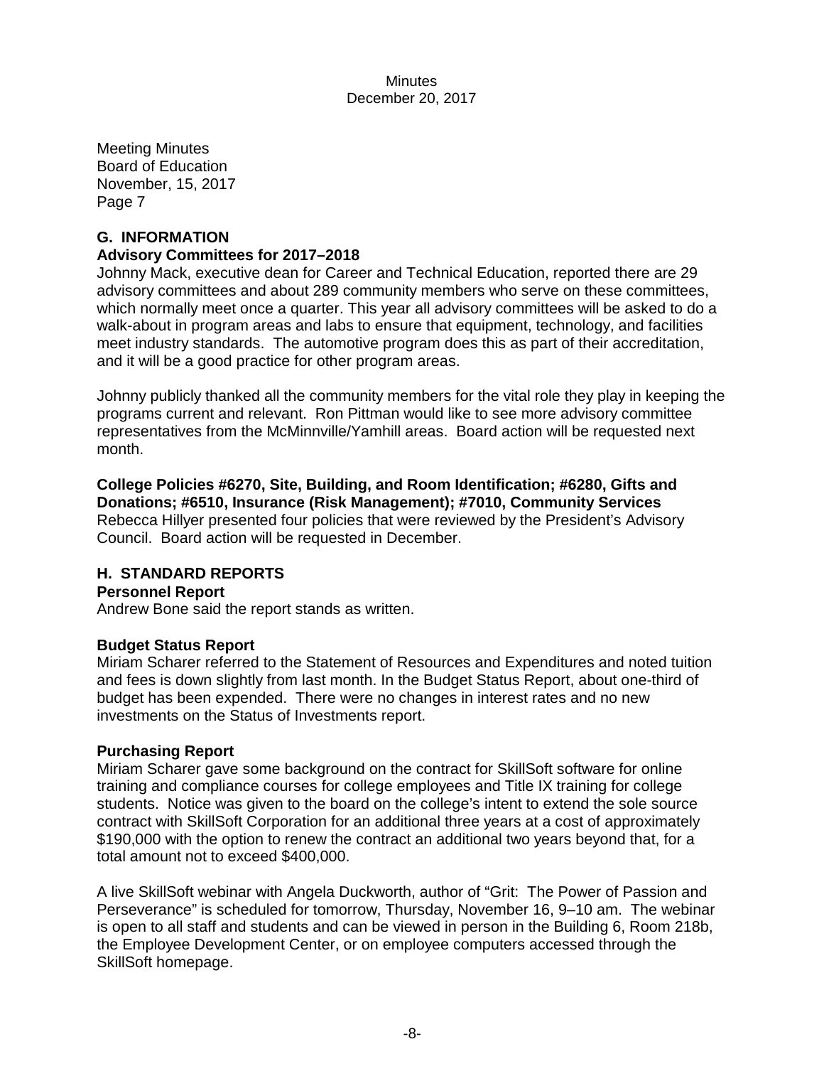Meeting Minutes
Board of Education
November, 15, 2017
Page 7

## G. INFORMATION

### Advisory Committees for 2017–2018

Johnny Mack, executive dean for Career and Technical Education, reported there are 29 advisory committees and about 289 community members who serve on these committees, which normally meet once a quarter. This year all advisory committees will be asked to do a walk-about in program areas and labs to ensure that equipment, technology, and facilities meet industry standards. The automotive program does this as part of their accreditation, and it will be a good practice for other program areas.

Johnny publicly thanked all the community members for the vital role they play in keeping the programs current and relevant. Ron Pittman would like to see more advisory committee representatives from the McMinnville/Yamhill areas. Board action will be requested next month.

### College Policies #6270, Site, Building, and Room Identification; #6280, Gifts and Donations; #6510, Insurance (Risk Management); #7010, Community Services

Rebecca Hillyer presented four policies that were reviewed by the President's Advisory Council. Board action will be requested in December.

## H. STANDARD REPORTS

### Personnel Report

Andrew Bone said the report stands as written.

### Budget Status Report

Miriam Scharer referred to the Statement of Resources and Expenditures and noted tuition and fees is down slightly from last month. In the Budget Status Report, about one-third of budget has been expended. There were no changes in interest rates and no new investments on the Status of Investments report.

### Purchasing Report

Miriam Scharer gave some background on the contract for SkillSoft software for online training and compliance courses for college employees and Title IX training for college students. Notice was given to the board on the college's intent to extend the sole source contract with SkillSoft Corporation for an additional three years at a cost of approximately $190,000 with the option to renew the contract an additional two years beyond that, for a total amount not to exceed $400,000.

A live SkillSoft webinar with Angela Duckworth, author of "Grit: The Power of Passion and Perseverance" is scheduled for tomorrow, Thursday, November 16, 9–10 am. The webinar is open to all staff and students and can be viewed in person in the Building 6, Room 218b, the Employee Development Center, or on employee computers accessed through the SkillSoft homepage.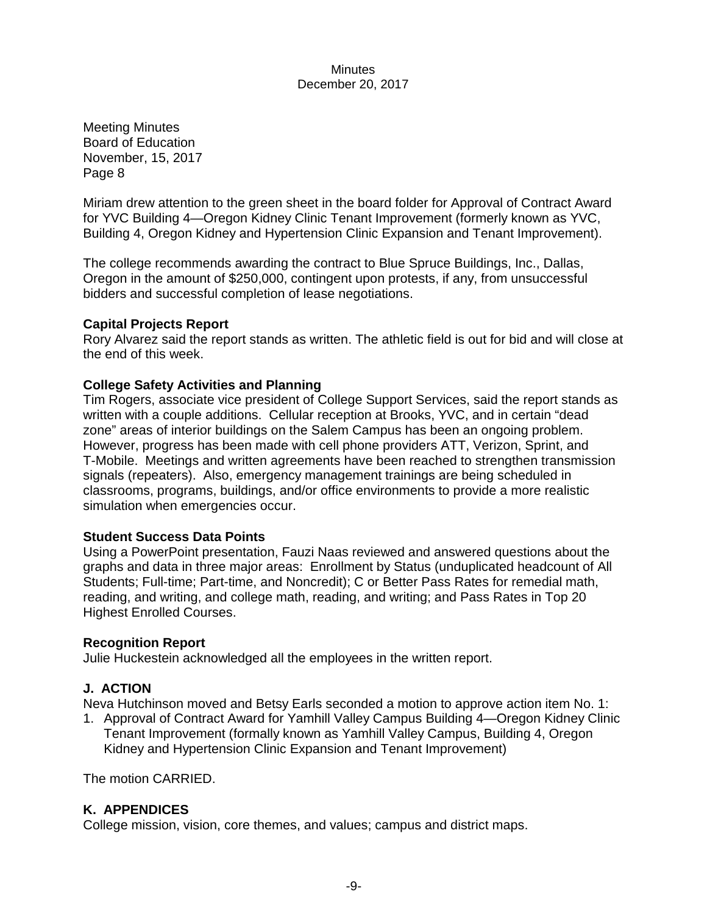Meeting Minutes
Board of Education
November, 15, 2017
Page 8

Miriam drew attention to the green sheet in the board folder for Approval of Contract Award for YVC Building 4—Oregon Kidney Clinic Tenant Improvement (formerly known as YVC, Building 4, Oregon Kidney and Hypertension Clinic Expansion and Tenant Improvement).

The college recommends awarding the contract to Blue Spruce Buildings, Inc., Dallas, Oregon in the amount of $250,000, contingent upon protests, if any, from unsuccessful bidders and successful completion of lease negotiations.

**Capital Projects Report**
Rory Alvarez said the report stands as written. The athletic field is out for bid and will close at the end of this week.

**College Safety Activities and Planning**
Tim Rogers, associate vice president of College Support Services, said the report stands as written with a couple additions. Cellular reception at Brooks, YVC, and in certain "dead zone" areas of interior buildings on the Salem Campus has been an ongoing problem. However, progress has been made with cell phone providers ATT, Verizon, Sprint, and T-Mobile. Meetings and written agreements have been reached to strengthen transmission signals (repeaters). Also, emergency management trainings are being scheduled in classrooms, programs, buildings, and/or office environments to provide a more realistic simulation when emergencies occur.

**Student Success Data Points**
Using a PowerPoint presentation, Fauzi Naas reviewed and answered questions about the graphs and data in three major areas: Enrollment by Status (unduplicated headcount of All Students; Full-time; Part-time, and Noncredit); C or Better Pass Rates for remedial math, reading, and writing, and college math, reading, and writing; and Pass Rates in Top 20 Highest Enrolled Courses.

**Recognition Report**
Julie Huckestein acknowledged all the employees in the written report.

## J. ACTION

Neva Hutchinson moved and Betsy Earls seconded a motion to approve action item No. 1:

1. Approval of Contract Award for Yamhill Valley Campus Building 4—Oregon Kidney Clinic Tenant Improvement (formally known as Yamhill Valley Campus, Building 4, Oregon Kidney and Hypertension Clinic Expansion and Tenant Improvement)

The motion CARRIED.

## K. APPENDICES

College mission, vision, core themes, and values; campus and district maps.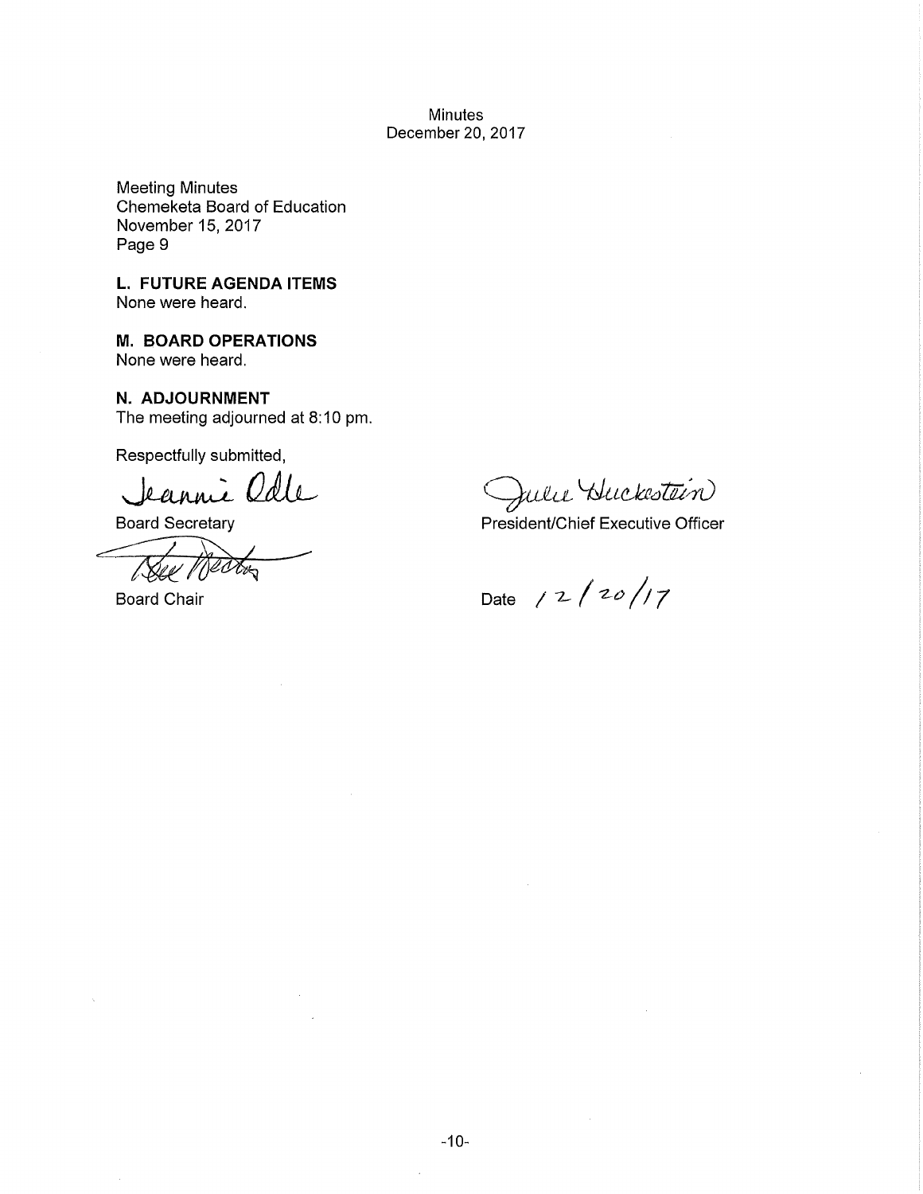Minutes
December 20, 2017

Meeting Minutes
Chemeketa Board of Education
November 15, 2017
Page 9

**L. FUTURE AGENDA ITEMS**
None were heard.

**M. BOARD OPERATIONS**
None were heard.

**N. ADJOURNMENT**
The meeting adjourned at 8:10 pm.

Respectfully submitted,

Jeannie Odle
Board Secretary

Board Chair

Julie Huckestein
President/Chief Executive Officer

Date 12/20/17